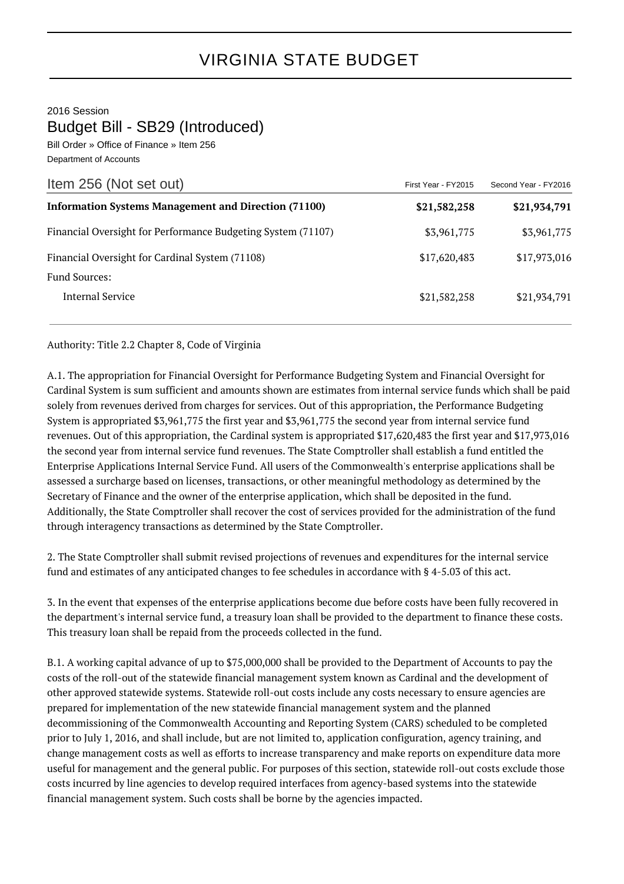# VIRGINIA STATE BUDGET

2016 Session

## Budget Bill - SB29 (Introduced)

Bill Order » Office of Finance » Item 256

Department of Accounts

| Item 256 (Not set out) | First Year - FY2015 | Second Year - FY2016 |
|---|---|---|
| **Information Systems Management and Direction (71100)** | **$21,582,258** | **$21,934,791** |
| Financial Oversight for Performance Budgeting System (71107) | $3,961,775 | $3,961,775 |
| Financial Oversight for Cardinal System (71108) | $17,620,483 | $17,973,016 |
| Fund Sources: | | |
| Internal Service | $21,582,258 | $21,934,791 |

Authority: Title 2.2 Chapter 8, Code of Virginia

A.1. The appropriation for Financial Oversight for Performance Budgeting System and Financial Oversight for Cardinal System is sum sufficient and amounts shown are estimates from internal service funds which shall be paid solely from revenues derived from charges for services. Out of this appropriation, the Performance Budgeting System is appropriated $3,961,775 the first year and $3,961,775 the second year from internal service fund revenues. Out of this appropriation, the Cardinal system is appropriated $17,620,483 the first year and $17,973,016 the second year from internal service fund revenues. The State Comptroller shall establish a fund entitled the Enterprise Applications Internal Service Fund. All users of the Commonwealth's enterprise applications shall be assessed a surcharge based on licenses, transactions, or other meaningful methodology as determined by the Secretary of Finance and the owner of the enterprise application, which shall be deposited in the fund. Additionally, the State Comptroller shall recover the cost of services provided for the administration of the fund through interagency transactions as determined by the State Comptroller.

2. The State Comptroller shall submit revised projections of revenues and expenditures for the internal service fund and estimates of any anticipated changes to fee schedules in accordance with § 4-5.03 of this act.

3. In the event that expenses of the enterprise applications become due before costs have been fully recovered in the department's internal service fund, a treasury loan shall be provided to the department to finance these costs. This treasury loan shall be repaid from the proceeds collected in the fund.

B.1. A working capital advance of up to $75,000,000 shall be provided to the Department of Accounts to pay the costs of the roll-out of the statewide financial management system known as Cardinal and the development of other approved statewide systems. Statewide roll-out costs include any costs necessary to ensure agencies are prepared for implementation of the new statewide financial management system and the planned decommissioning of the Commonwealth Accounting and Reporting System (CARS) scheduled to be completed prior to July 1, 2016, and shall include, but are not limited to, application configuration, agency training, and change management costs as well as efforts to increase transparency and make reports on expenditure data more useful for management and the general public. For purposes of this section, statewide roll-out costs exclude those costs incurred by line agencies to develop required interfaces from agency-based systems into the statewide financial management system. Such costs shall be borne by the agencies impacted.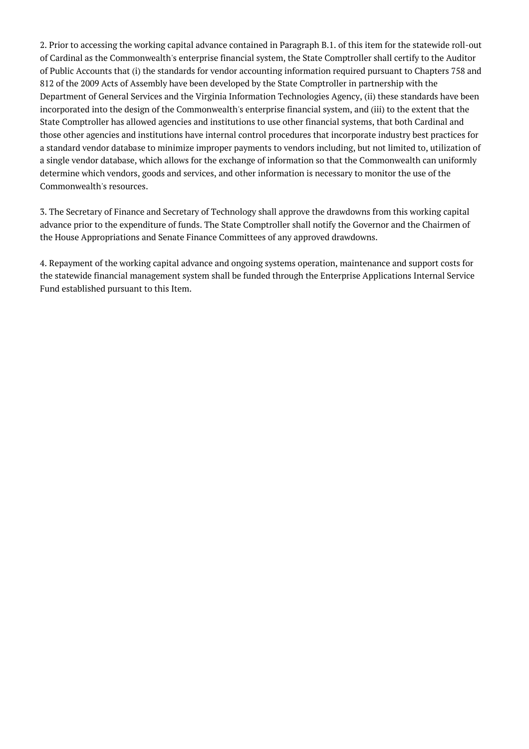2. Prior to accessing the working capital advance contained in Paragraph B.1. of this item for the statewide roll-out of Cardinal as the Commonwealth's enterprise financial system, the State Comptroller shall certify to the Auditor of Public Accounts that (i) the standards for vendor accounting information required pursuant to Chapters 758 and 812 of the 2009 Acts of Assembly have been developed by the State Comptroller in partnership with the Department of General Services and the Virginia Information Technologies Agency, (ii) these standards have been incorporated into the design of the Commonwealth's enterprise financial system, and (iii) to the extent that the State Comptroller has allowed agencies and institutions to use other financial systems, that both Cardinal and those other agencies and institutions have internal control procedures that incorporate industry best practices for a standard vendor database to minimize improper payments to vendors including, but not limited to, utilization of a single vendor database, which allows for the exchange of information so that the Commonwealth can uniformly determine which vendors, goods and services, and other information is necessary to monitor the use of the Commonwealth's resources.

3. The Secretary of Finance and Secretary of Technology shall approve the drawdowns from this working capital advance prior to the expenditure of funds. The State Comptroller shall notify the Governor and the Chairmen of the House Appropriations and Senate Finance Committees of any approved drawdowns.

4. Repayment of the working capital advance and ongoing systems operation, maintenance and support costs for the statewide financial management system shall be funded through the Enterprise Applications Internal Service Fund established pursuant to this Item.